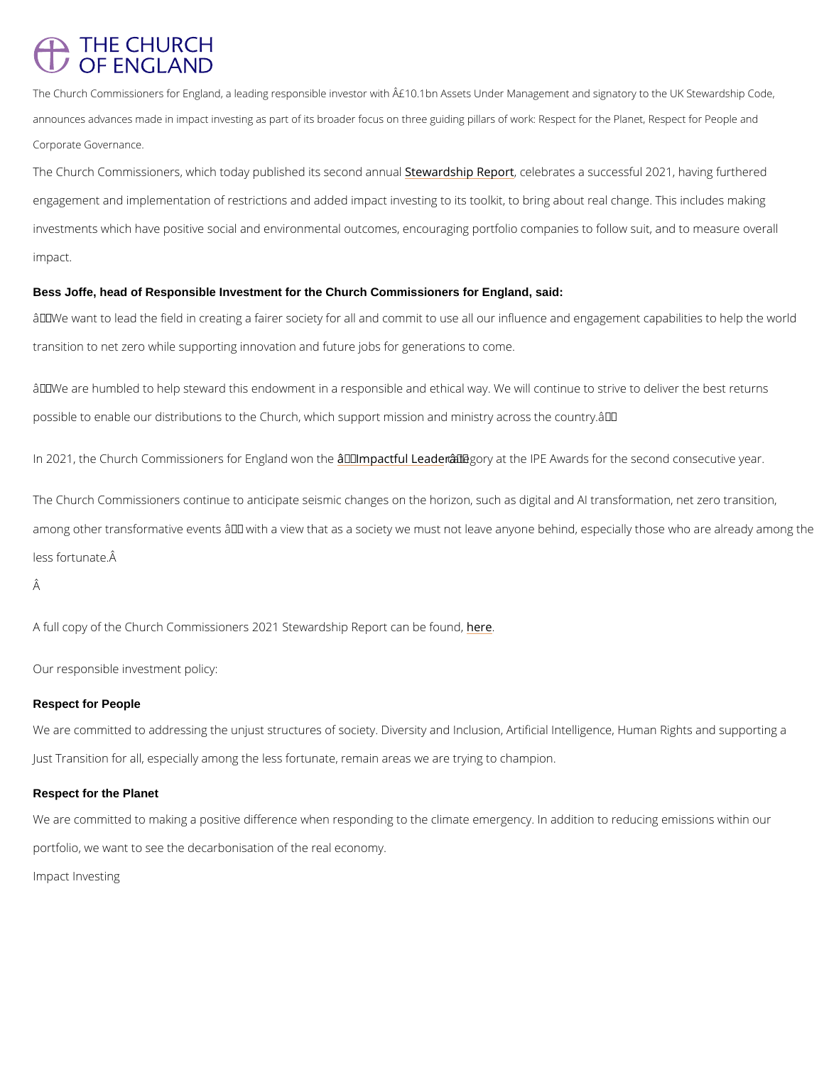# THE CHURCH OF ENGLAND

The Church Commissioners for England, a leading responsible investor with Â£10.1bn Assets Under Management and signatory to the UK Stewardship Code, announces advances made in impact investing as part of its broader focus on three guiding pillars of work: Respect for the Planet, Respect for People and Corporate Governance.

The Church Commissioners, which today published its second annual Stewardship Report, celebrates a successful 2021, having furthered engagement and implementation of restrictions and added impact investing to its toolkit, to bring about real change. This includes making investments which have positive social and environmental outcomes, encouraging portfolio companies to follow suit, and to measure overall impact.

**Bess Joffe, head of Responsible Investment for the Church Commissioners for England, said:**

â€œWe want to lead the field in creating a fairer society for all and commit to use all our influence and engagement capabilities to help the world transition to net zero while supporting innovation and future jobs for generations to come.

â€œWe are humbled to help steward this endowment in a responsible and ethical way. We will continue to strive to deliver the best returns possible to enable our distributions to the Church, which support mission and ministry across the country.â€

In 2021, the Church Commissioners for England won the â€œImpactful Leaderâ€ category at the IPE Awards for the second consecutive year.

The Church Commissioners continue to anticipate seismic changes on the horizon, such as digital and AI transformation, net zero transition, among other transformative events â€“ with a view that as a society we must not leave anyone behind, especially those who are already among the less fortunate.Â

Â

A full copy of the Church Commissioners 2021 Stewardship Report can be found, here.

Our responsible investment policy:

**Respect for People**

We are committed to addressing the unjust structures of society. Diversity and Inclusion, Artificial Intelligence, Human Rights and supporting a Just Transition for all, especially among the less fortunate, remain areas we are trying to champion.

**Respect for the Planet**

We are committed to making a positive difference when responding to the climate emergency. In addition to reducing emissions within our portfolio, we want to see the decarbonisation of the real economy.

Impact Investing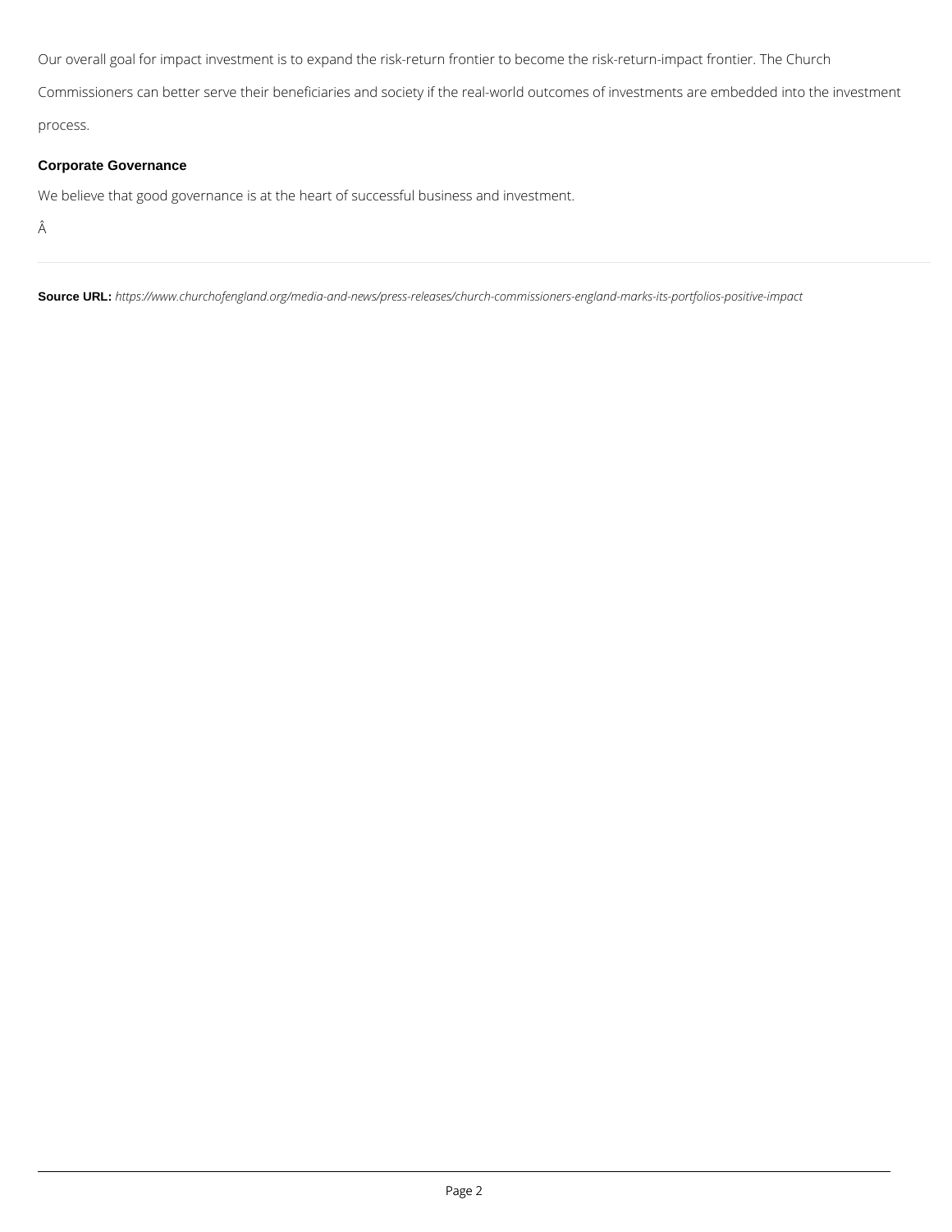Our overall goal for impact investment is to expand the risk-return frontier to become the risk-return-impact frontier. The Church Commissioners can better serve their beneficiaries and society if the real-world outcomes of investments are embedded into the investment process.

### Corporate Governance

We believe that good governance is at the heart of successful business and investment.

Â

---

**Source URL:** *https://www.churchofengland.org/media-and-news/press-releases/church-commissioners-england-marks-its-portfolios-positive-impact*